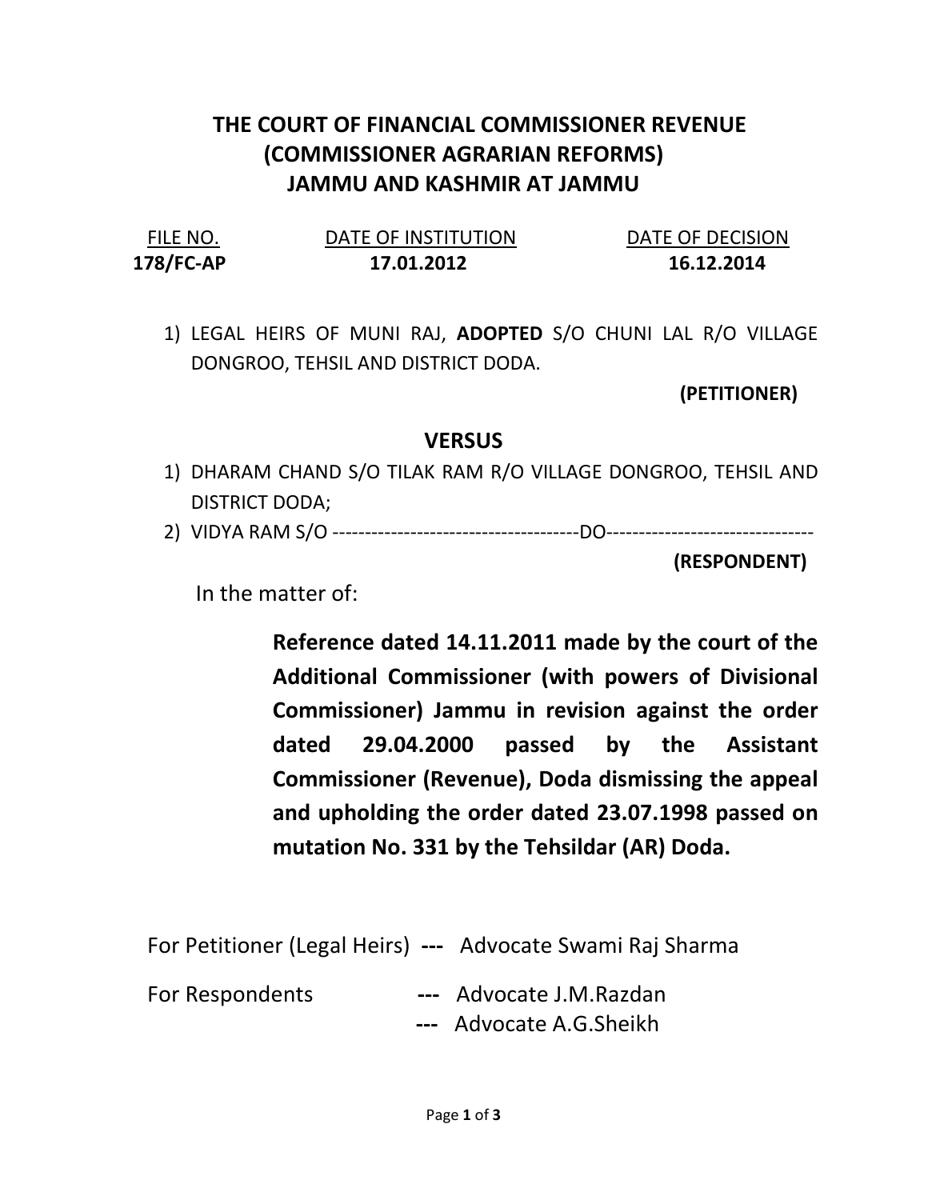# THE COURT OF FINANCIAL COMMISSIONER REVENUE
## (COMMISSIONER AGRARIAN REFORMS)
## JAMMU AND KASHMIR AT JAMMU

| FILE NO. | DATE OF INSTITUTION | DATE OF DECISION |
|---|---|---|
| **178/FC-AP** | **17.01.2012** | **16.12.2014** |

1) LEGAL HEIRS OF MUNI RAJ, **ADOPTED** S/O CHUNI LAL R/O VILLAGE DONGROO, TEHSIL AND DISTRICT DODA.

**(PETITIONER)**

**VERSUS**

1) DHARAM CHAND S/O TILAK RAM R/O VILLAGE DONGROO, TEHSIL AND DISTRICT DODA;
2) VIDYA RAM S/O --------------------------------------DO--------------------------------

**(RESPONDENT)**

In the matter of:

**Reference dated 14.11.2011 made by the court of the Additional Commissioner (with powers of Divisional Commissioner) Jammu in revision against the order dated 29.04.2000 passed by the Assistant Commissioner (Revenue), Doda dismissing the appeal and upholding the order dated 23.07.1998 passed on mutation No. 331 by the Tehsildar (AR) Doda.**

For Petitioner (Legal Heirs) **---** Advocate Swami Raj Sharma

For Respondents **---** Advocate J.M.Razdan
**---** Advocate A.G.Sheikh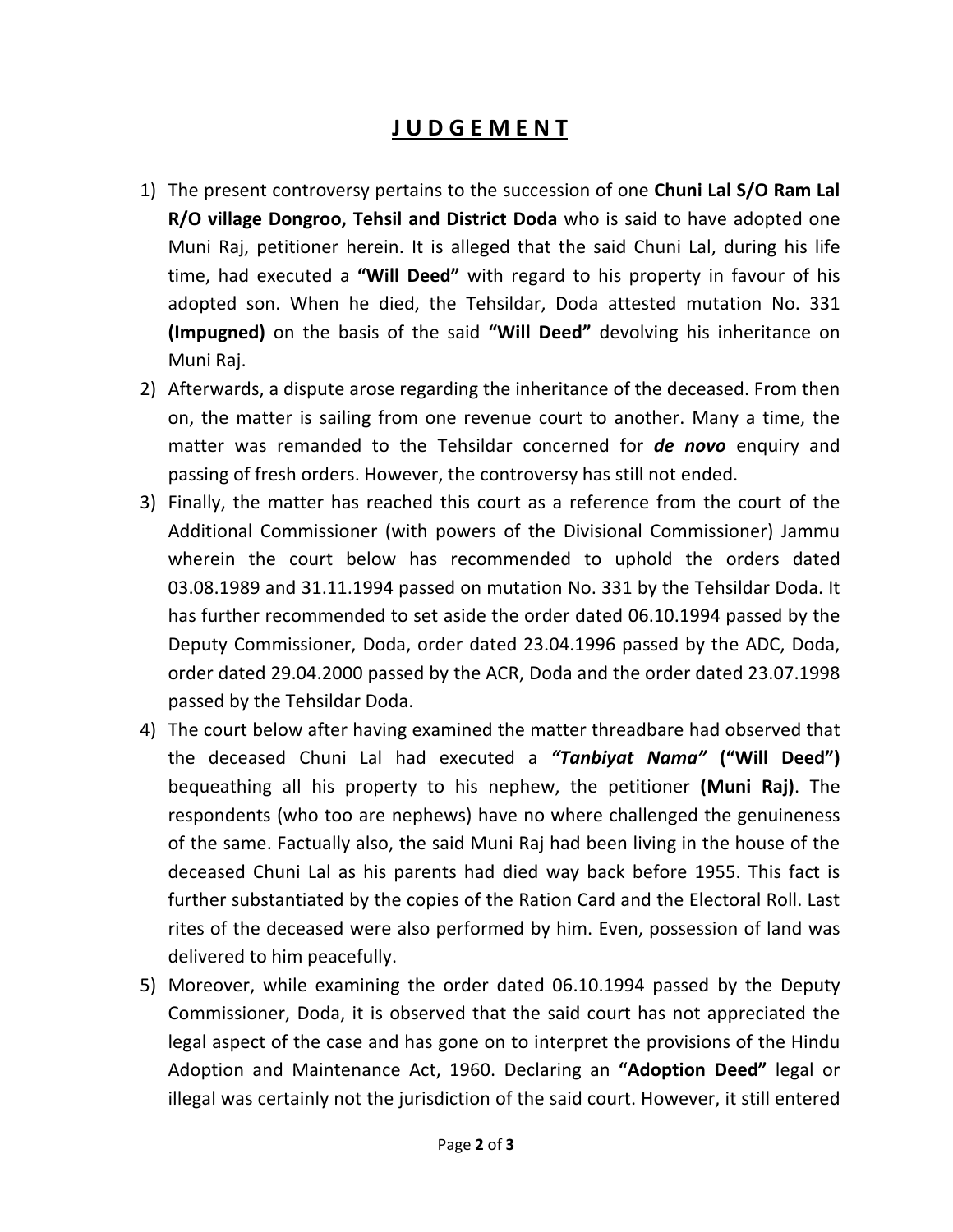# **J U D G E M E N T**

1) The present controversy pertains to the succession of one **Chuni Lal S/O Ram Lal R/O village Dongroo, Tehsil and District Doda** who is said to have adopted one Muni Raj, petitioner herein. It is alleged that the said Chuni Lal, during his life time, had executed a **"Will Deed"** with regard to his property in favour of his adopted son. When he died, the Tehsildar, Doda attested mutation No. 331 **(Impugned)** on the basis of the said **"Will Deed"** devolving his inheritance on Muni Raj.
2) Afterwards, a dispute arose regarding the inheritance of the deceased. From then on, the matter is sailing from one revenue court to another. Many a time, the matter was remanded to the Tehsildar concerned for ***de novo*** enquiry and passing of fresh orders. However, the controversy has still not ended.
3) Finally, the matter has reached this court as a reference from the court of the Additional Commissioner (with powers of the Divisional Commissioner) Jammu wherein the court below has recommended to uphold the orders dated 03.08.1989 and 31.11.1994 passed on mutation No. 331 by the Tehsildar Doda. It has further recommended to set aside the order dated 06.10.1994 passed by the Deputy Commissioner, Doda, order dated 23.04.1996 passed by the ADC, Doda, order dated 29.04.2000 passed by the ACR, Doda and the order dated 23.07.1998 passed by the Tehsildar Doda.
4) The court below after having examined the matter threadbare had observed that the deceased Chuni Lal had executed a ***"Tanbiyat Nama"*** **("Will Deed")** bequeathing all his property to his nephew, the petitioner **(Muni Raj)**. The respondents (who too are nephews) have no where challenged the genuineness of the same. Factually also, the said Muni Raj had been living in the house of the deceased Chuni Lal as his parents had died way back before 1955. This fact is further substantiated by the copies of the Ration Card and the Electoral Roll. Last rites of the deceased were also performed by him. Even, possession of land was delivered to him peacefully.
5) Moreover, while examining the order dated 06.10.1994 passed by the Deputy Commissioner, Doda, it is observed that the said court has not appreciated the legal aspect of the case and has gone on to interpret the provisions of the Hindu Adoption and Maintenance Act, 1960. Declaring an **"Adoption Deed"** legal or illegal was certainly not the jurisdiction of the said court. However, it still entered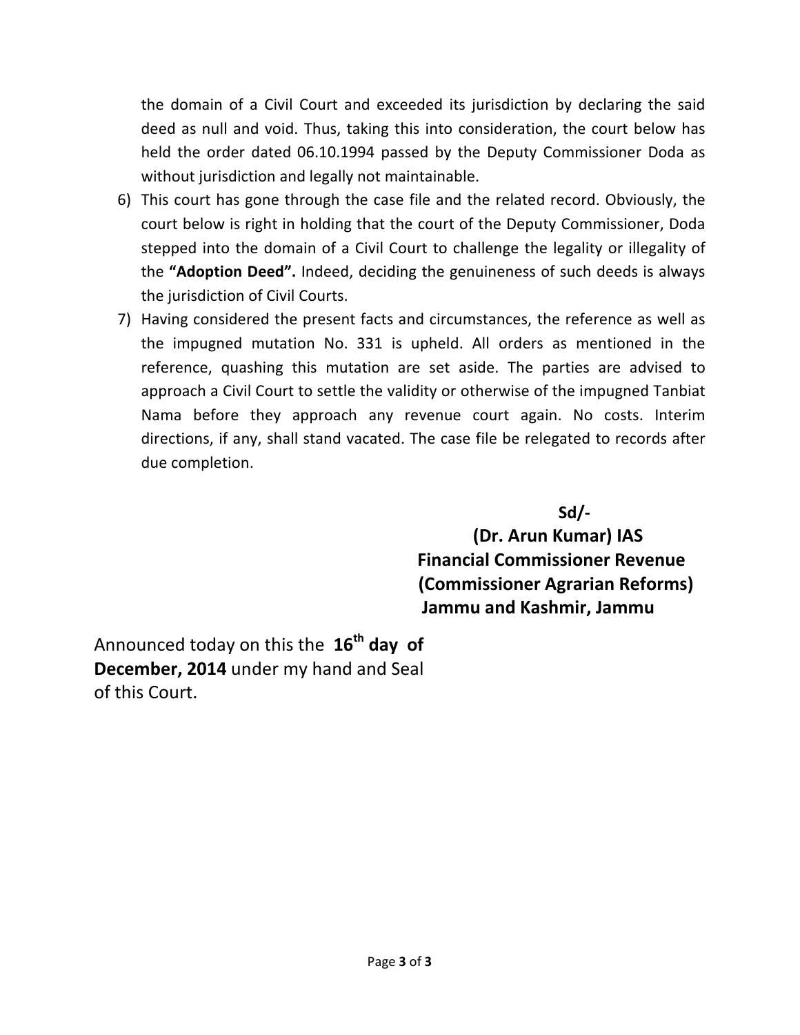the domain of a Civil Court and exceeded its jurisdiction by declaring the said deed as null and void. Thus, taking this into consideration, the court below has held the order dated 06.10.1994 passed by the Deputy Commissioner Doda as without jurisdiction and legally not maintainable.

6) This court has gone through the case file and the related record. Obviously, the court below is right in holding that the court of the Deputy Commissioner, Doda stepped into the domain of a Civil Court to challenge the legality or illegality of the **"Adoption Deed".** Indeed, deciding the genuineness of such deeds is always the jurisdiction of Civil Courts.
7) Having considered the present facts and circumstances, the reference as well as the impugned mutation No. 331 is upheld. All orders as mentioned in the reference, quashing this mutation are set aside. The parties are advised to approach a Civil Court to settle the validity or otherwise of the impugned Tanbiat Nama before they approach any revenue court again. No costs. Interim directions, if any, shall stand vacated. The case file be relegated to records after due completion.

**Sd/-**
**(Dr. Arun Kumar) IAS**
**Financial Commissioner Revenue**
**(Commissioner Agrarian Reforms)**
**Jammu and Kashmir, Jammu**

Announced today on this the **16th day of December, 2014** under my hand and Seal of this Court.